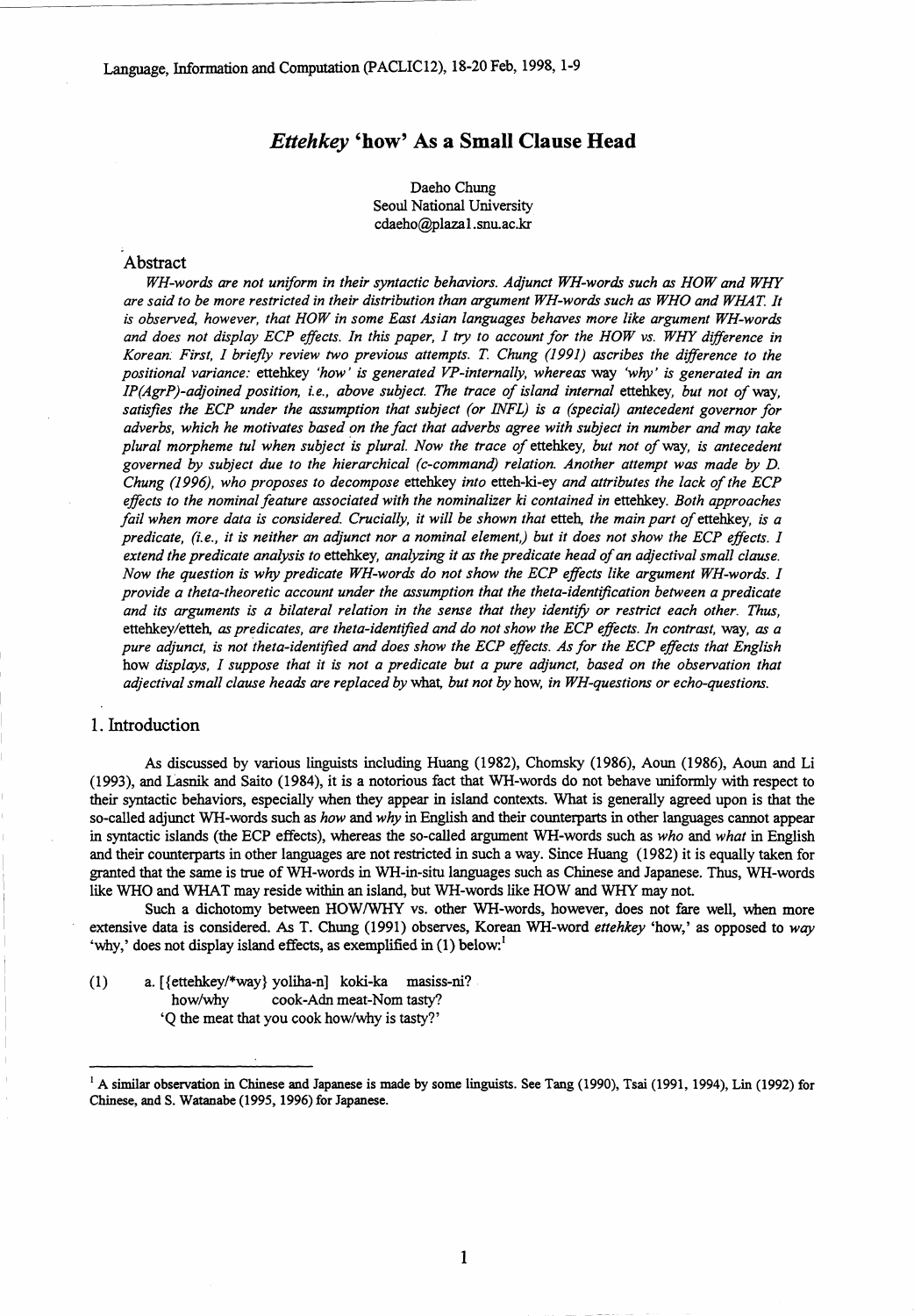# *Ettehkey* 'how' As a Small Clause Head

Daeho Chung
Seoul National University
cdaeho@plaza1.snu.ac.kr

## Abstract

*WH-words are not uniform in their syntactic behaviors. Adjunct WH-words such as HOW and WHY are said to be more restricted in their distribution than argument WH-words such as WHO and WHAT. It is observed, however, that HOW in some East Asian languages behaves more like argument WH-words and does not display ECP effects. In this paper, I try to account for the HOW vs. WHY difference in Korean: First, I briefly review two previous attempts. T. Chung (1991) ascribes the difference to the positional variance:* ettehkey *'how' is generated VP-internally, whereas* way *'why' is generated in an IP(AgrP)-adjoined position, i.e., above subject. The trace of island internal* ettehkey, *but not of* way, *satisfies the ECP under the assumption that subject (or INFL) is a (special) antecedent governor for adverbs, which he motivates based on the fact that adverbs agree with subject in number and may take plural morpheme tul when subject is plural. Now the trace of* ettehkey, *but not of* way, *is antecedent governed by subject due to the hierarchical (c-command) relation. Another attempt was made by D. Chung (1996), who proposes to decompose* ettehkey *into* etteh-ki-ey *and attributes the lack of the ECP effects to the nominal feature associated with the nominalizer ki contained in* ettehkey. *Both approaches fail when more data is considered. Crucially, it will be shown that* etteh, *the main part of* ettehkey, *is a predicate, (i.e., it is neither an adjunct nor a nominal element,) but it does not show the ECP effects. I extend the predicate analysis to* ettehkey, *analyzing it as the predicate head of an adjectival small clause. Now the question is why predicate WH-words do not show the ECP effects like argument WH-words. I provide a theta-theoretic account under the assumption that the theta-identification between a predicate and its arguments is a bilateral relation in the sense that they identify or restrict each other. Thus,* ettehkey/etteh, *as predicates, are theta-identified and do not show the ECP effects. In contrast,* way, *as a pure adjunct, is not theta-identified and does show the ECP effects. As for the ECP effects that English* how *displays, I suppose that it is not a predicate but a pure adjunct, based on the observation that adjectival small clause heads are replaced by* what, *but not by* how, *in WH-questions or echo-questions.*

## 1. Introduction

As discussed by various linguists including Huang (1982), Chomsky (1986), Aoun (1986), Aoun and Li (1993), and Lasnik and Saito (1984), it is a notorious fact that WH-words do not behave uniformly with respect to their syntactic behaviors, especially when they appear in island contexts. What is generally agreed upon is that the so-called adjunct WH-words such as *how* and *why* in English and their counterparts in other languages cannot appear in syntactic islands (the ECP effects), whereas the so-called argument WH-words such as *who* and *what* in English and their counterparts in other languages are not restricted in such a way. Since Huang (1982) it is equally taken for granted that the same is true of WH-words in WH-in-situ languages such as Chinese and Japanese. Thus, WH-words like WHO and WHAT may reside within an island, but WH-words like HOW and WHY may not.

Such a dichotomy between HOW/WHY vs. other WH-words, however, does not fare well, when more extensive data is considered. As T. Chung (1991) observes, Korean WH-word *ettehkey* 'how,' as opposed to *way* 'why,' does not display island effects, as exemplified in (1) below:[1]

(1) a. [{ettehkey/*way} yoliha-n] koki-ka masiss-ni?
how/why cook-Adn meat-Nom tasty?
'Q the meat that you cook how/why is tasty?'

---

[1] A similar observation in Chinese and Japanese is made by some linguists. See Tang (1990), Tsai (1991, 1994), Lin (1992) for Chinese, and S. Watanabe (1995, 1996) for Japanese.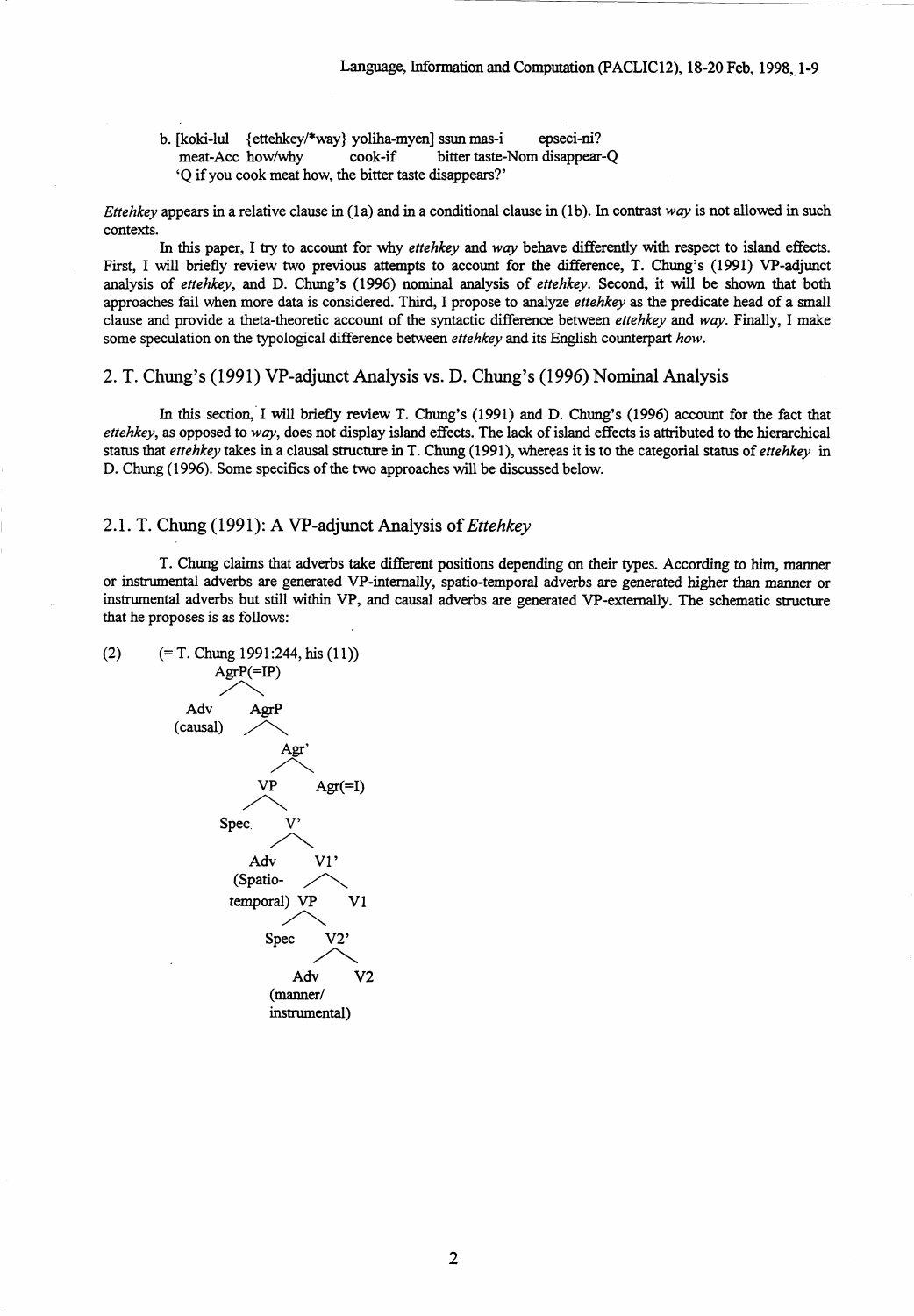b. [koki-lul {ettehkey/*way} yoliha-myen] ssun mas-i epseci-ni?
   meat-Acc how/why cook-if bitter taste-Nom disappear-Q
   'Q if you cook meat how, the bitter taste disappears?'

*Ettehkey* appears in a relative clause in (1a) and in a conditional clause in (1b). In contrast *way* is not allowed in such contexts.

In this paper, I try to account for why *ettehkey* and *way* behave differently with respect to island effects. First, I will briefly review two previous attempts to account for the difference, T. Chung's (1991) VP-adjunct analysis of *ettehkey*, and D. Chung's (1996) nominal analysis of *ettehkey*. Second, it will be shown that both approaches fail when more data is considered. Third, I propose to analyze *ettehkey* as the predicate head of a small clause and provide a theta-theoretic account of the syntactic difference between *ettehkey* and *way*. Finally, I make some speculation on the typological difference between *ettehkey* and its English counterpart *how*.

## 2. T. Chung's (1991) VP-adjunct Analysis vs. D. Chung's (1996) Nominal Analysis

In this section, I will briefly review T. Chung's (1991) and D. Chung's (1996) account for the fact that *ettehkey*, as opposed to *way*, does not display island effects. The lack of island effects is attributed to the hierarchical status that *ettehkey* takes in a clausal structure in T. Chung (1991), whereas it is to the categorial status of *ettehkey* in D. Chung (1996). Some specifics of the two approaches will be discussed below.

### 2.1. T. Chung (1991): A VP-adjunct Analysis of *Ettehkey*

T. Chung claims that adverbs take different positions depending on their types. According to him, manner or instrumental adverbs are generated VP-internally, spatio-temporal adverbs are generated higher than manner or instrumental adverbs but still within VP, and causal adverbs are generated VP-externally. The schematic structure that he proposes is as follows:

(2) (= T. Chung 1991:244, his (11))

```
AgrP(=IP)
├── Adv (causal)
└── AgrP
    └── Agr'
        ├── VP
        │   ├── Spec
        │   └── V'
        │       ├── Adv (Spatio-temporal)
        │       └── V1'
        │           ├── VP
        │           │   ├── Spec
        │           │   └── V2'
        │           │       ├── Adv (manner/instrumental)
        │           │       └── V2
        │           └── V1
        └── Agr(=I)
```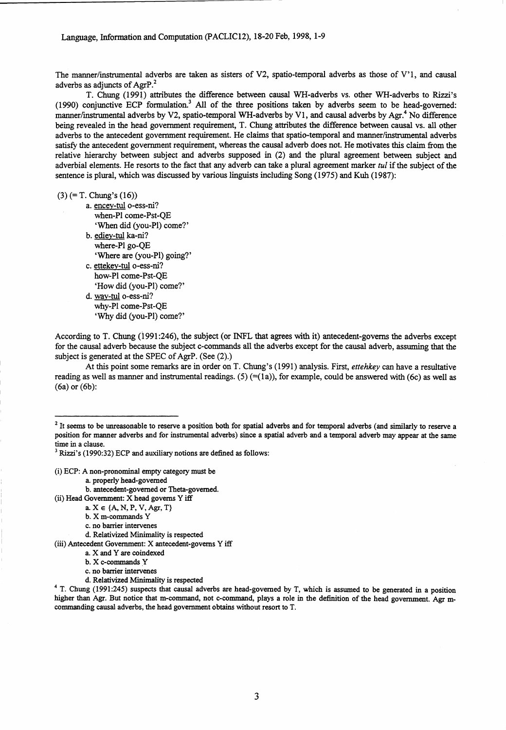The manner/instrumental adverbs are taken as sisters of V2, spatio-temporal adverbs as those of V'1, and causal adverbs as adjuncts of AgrP.[2]

T. Chung (1991) attributes the difference between causal WH-adverbs vs. other WH-adverbs to Rizzi's (1990) conjunctive ECP formulation.[3] All of the three positions taken by adverbs seem to be head-governed: manner/instrumental adverbs by V2, spatio-temporal WH-adverbs by V1, and causal adverbs by Agr.[4] No difference being revealed in the head government requirement, T. Chung attributes the difference between causal vs. all other adverbs to the antecedent government requirement. He claims that spatio-temporal and manner/instrumental adverbs satisfy the antecedent government requirement, whereas the causal adverb does not. He motivates this claim from the relative hierarchy between subject and adverbs supposed in (2) and the plural agreement between subject and adverbial elements. He resorts to the fact that any adverb can take a plural agreement marker *tul* if the subject of the sentence is plural, which was discussed by various linguists including Song (1975) and Kuh (1987):

(3) (= T. Chung's (16))

a. encey-tul o-ess-ni?
   when-Pl come-Pst-QE
   'When did (you-Pl) come?'

b. ediey-tul ka-ni?
   where-Pl go-QE
   'Where are (you-Pl) going?'

c. ettekey-tul o-ess-ni?
   how-Pl come-Pst-QE
   'How did (you-Pl) come?'

d. way-tul o-ess-ni?
   why-Pl come-Pst-QE
   'Why did (you-Pl) come?'

According to T. Chung (1991:246), the subject (or INFL that agrees with it) antecedent-governs the adverbs except for the causal adverb because the subject c-commands all the adverbs except for the causal adverb, assuming that the subject is generated at the SPEC of AgrP. (See (2).)

At this point some remarks are in order on T. Chung's (1991) analysis. First, *ettehkey* can have a resultative reading as well as manner and instrumental readings. (5) (=(1a)), for example, could be answered with (6c) as well as (6a) or (6b):

---

[2] It seems to be unreasonable to reserve a position both for spatial adverbs and for temporal adverbs (and similarly to reserve a position for manner adverbs and for instrumental adverbs) since a spatial adverb and a temporal adverb may appear at the same time in a clause.

[3] Rizzi's (1990:32) ECP and auxiliary notions are defined as follows:

(i) ECP: A non-pronominal empty category must be
   a. properly head-governed
   b. antecedent-governed or Theta-governed.

(ii) Head Government: X head governs Y iff
   a. $X \in \{A, N, P, V, Agr, T\}$
   b. X m-commands Y
   c. no barrier intervenes
   d. Relativized Minimality is respected

(iii) Antecedent Government: X antecedent-governs Y iff
   a. X and Y are coindexed
   b. X c-commands Y
   c. no barrier intervenes
   d. Relativized Minimality is respected

[4] T. Chung (1991:245) suspects that causal adverbs are head-governed by T, which is assumed to be generated in a position higher than Agr. But notice that m-command, not c-command, plays a role in the definition of the head government. Agr m-commanding causal adverbs, the head government obtains without resort to T.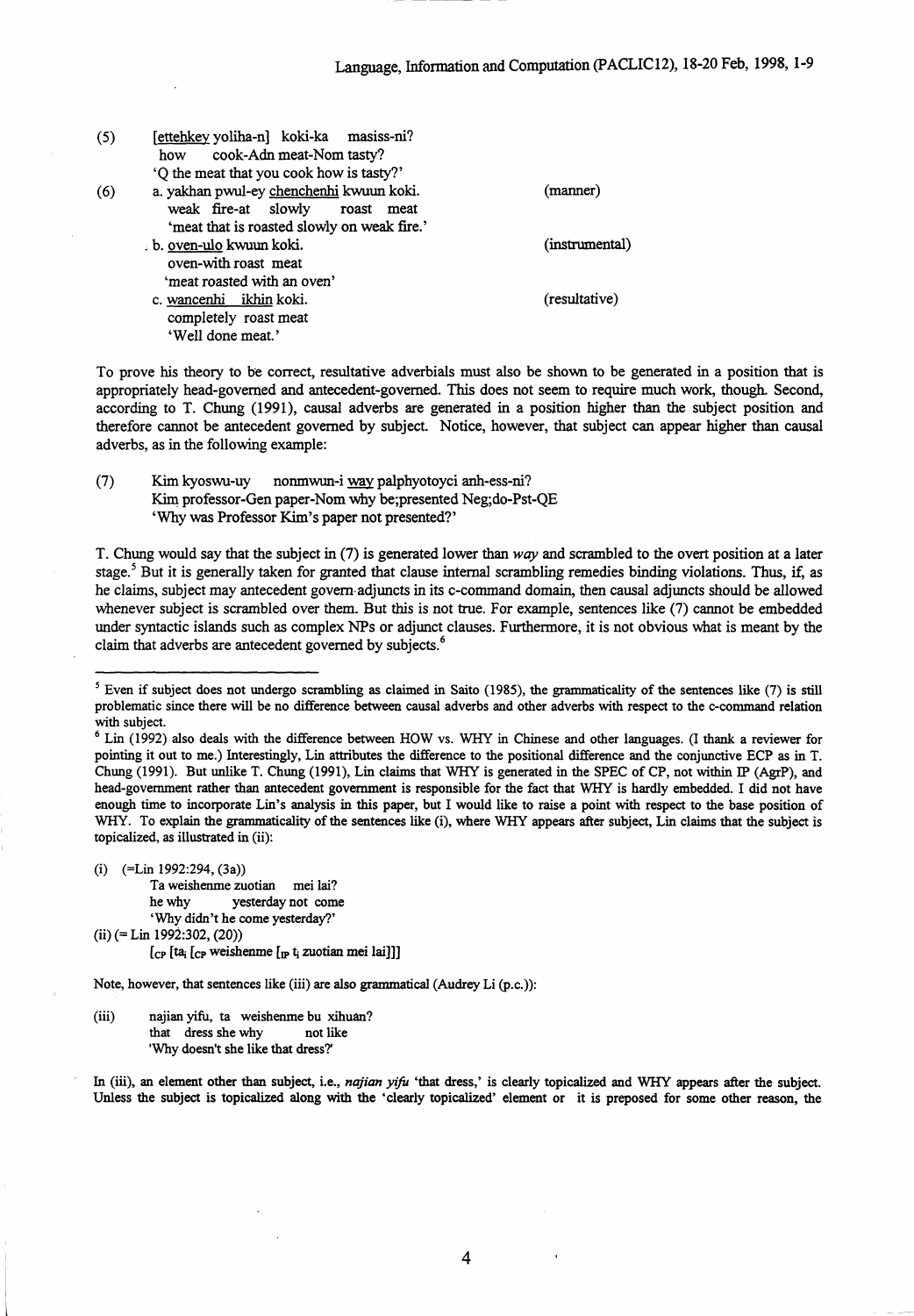(5) <u>ettehkey</u> yoliha-n] koki-ka masiss-ni?
how cook-Adn meat-Nom tasty?
'Q the meat that you cook how is tasty?'

(6) a. yakhan pwul-ey <u>chenchenhi</u> kwuun koki. (manner)
weak fire-at slowly roast meat
'meat that is roasted slowly on weak fire.'

b. <u>oven-ulo</u> kwuun koki. (instrumental)
oven-with roast meat
'meat roasted with an oven'

c. <u>wancenhi ikhin</u> koki. (resultative)
completely roast meat
'Well done meat.'

To prove his theory to be correct, resultative adverbials must also be shown to be generated in a position that is appropriately head-governed and antecedent-governed. This does not seem to require much work, though. Second, according to T. Chung (1991), causal adverbs are generated in a position higher than the subject position and therefore cannot be antecedent governed by subject. Notice, however, that subject can appear higher than causal adverbs, as in the following example:

(7) Kim kyoswu-uy nonmwun-i <u>way</u> palphyotoyci anh-ess-ni?
Kim professor-Gen paper-Nom why be;presented Neg;do-Pst-QE
'Why was Professor Kim's paper not presented?'

T. Chung would say that the subject in (7) is generated lower than *way* and scrambled to the overt position at a later stage.[5] But it is generally taken for granted that clause internal scrambling remedies binding violations. Thus, if, as he claims, subject may antecedent govern adjuncts in its c-command domain, then causal adjuncts should be allowed whenever subject is scrambled over them. But this is not true. For example, sentences like (7) cannot be embedded under syntactic islands such as complex NPs or adjunct clauses. Furthermore, it is not obvious what is meant by the claim that adverbs are antecedent governed by subjects.[6]

---

[5] Even if subject does not undergo scrambling as claimed in Saito (1985), the grammaticality of the sentences like (7) is still problematic since there will be no difference between causal adverbs and other adverbs with respect to the c-command relation with subject.

[6] Lin (1992) also deals with the difference between HOW vs. WHY in Chinese and other languages. (I thank a reviewer for pointing it out to me.) Interestingly, Lin attributes the difference to the positional difference and the conjunctive ECP as in T. Chung (1991). But unlike T. Chung (1991), Lin claims that WHY is generated in the SPEC of CP, not within IP (AgrP), and head-government rather than antecedent government is responsible for the fact that WHY is hardly embedded. I did not have enough time to incorporate Lin's analysis in this paper, but I would like to raise a point with respect to the base position of WHY. To explain the grammaticality of the sentences like (i), where WHY appears after subject, Lin claims that the subject is topicalized, as illustrated in (ii):

(i) (=Lin 1992:294, (3a))
Ta weishenme zuotian mei lai?
he why yesterday not come
'Why didn't he come yesterday?'

(ii) (= Lin 1992:302, (20))
$[_{CP}$ [ta$_i$ $[_{CP}$ weishenme $[_{IP}$ t$_i$ zuotian mei lai]]]

Note, however, that sentences like (iii) are also grammatical (Audrey Li (p.c.)):

(iii) najian yifu, ta weishenme bu xihuan?
that dress she why not like
'Why doesn't she like that dress?'

In (iii), an element other than subject, i.e., *najian yifu* 'that dress,' is clearly topicalized and WHY appears after the subject. Unless the subject is topicalized along with the 'clearly topicalized' element or it is preposed for some other reason, the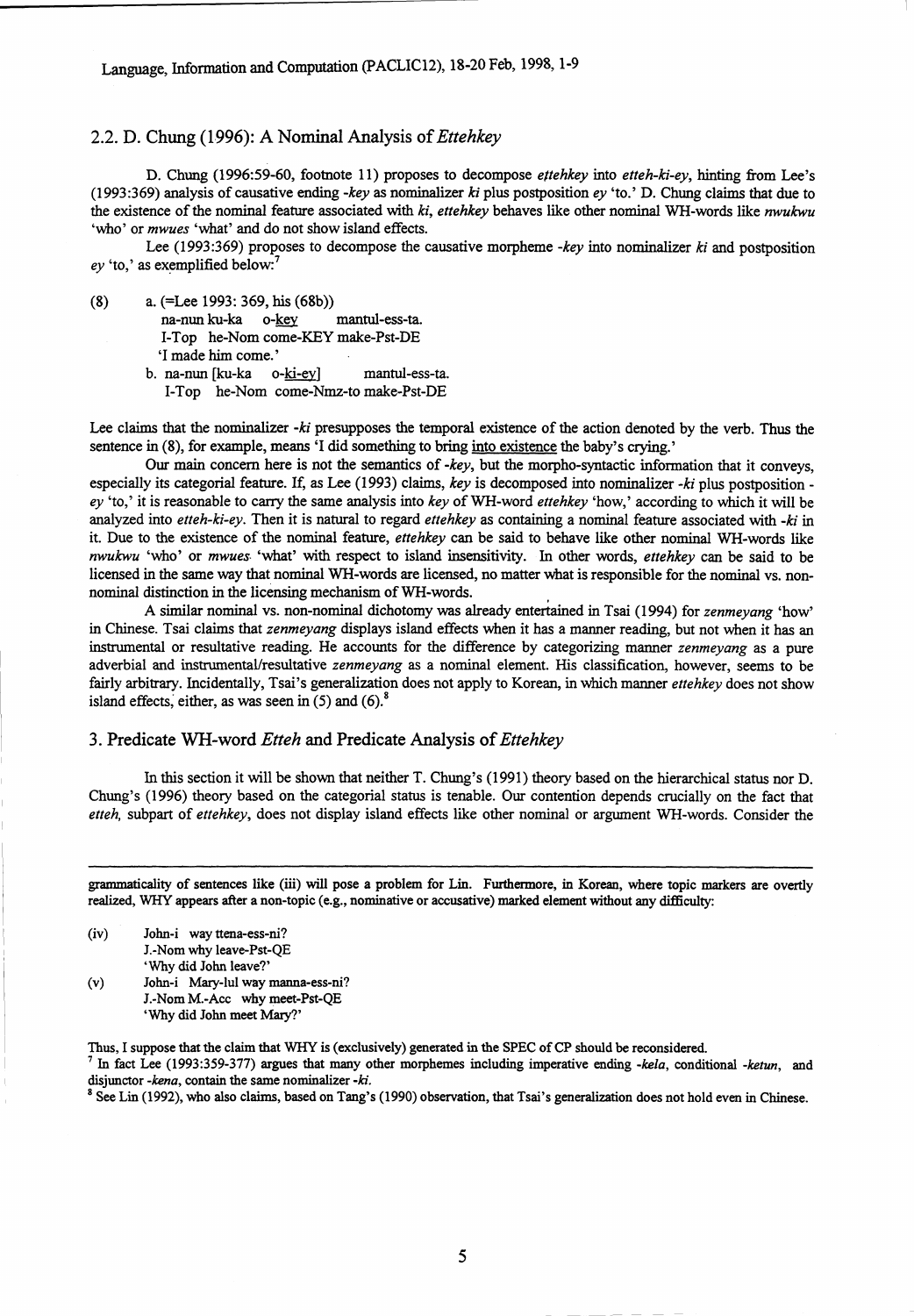## 2.2. D. Chung (1996): A Nominal Analysis of *Ettehkey*

D. Chung (1996:59-60, footnote 11) proposes to decompose *ettehkey* into *etteh-ki-ey*, hinting from Lee's (1993:369) analysis of causative ending *-key* as nominalizer *ki* plus postposition *ey* 'to.' D. Chung claims that due to the existence of the nominal feature associated with *ki*, *ettehkey* behaves like other nominal WH-words like *nwukwu* 'who' or *mwues* 'what' and do not show island effects.

Lee (1993:369) proposes to decompose the causative morpheme *-key* into nominalizer *ki* and postposition *ey* 'to,' as exemplified below:[7]

(8) a. (=Lee 1993: 369, his (68b))
na-nun ku-ka o-key mantul-ess-ta.
I-Top he-Nom come-KEY make-Pst-DE
'I made him come.'

b. na-nun [ku-ka o-ki-ey] mantul-ess-ta.
I-Top he-Nom come-Nmz-to make-Pst-DE

Lee claims that the nominalizer *-ki* presupposes the temporal existence of the action denoted by the verb. Thus the sentence in (8), for example, means 'I did something to bring into existence the baby's crying.'

Our main concern here is not the semantics of *-key*, but the morpho-syntactic information that it conveys, especially its categorial feature. If, as Lee (1993) claims, *key* is decomposed into nominalizer *-ki* plus postposition *-ey* 'to,' it is reasonable to carry the same analysis into *key* of WH-word *ettehkey* 'how,' according to which it will be analyzed into *etteh-ki-ey*. Then it is natural to regard *ettehkey* as containing a nominal feature associated with *-ki* in it. Due to the existence of the nominal feature, *ettehkey* can be said to behave like other nominal WH-words like *nwukwu* 'who' or *mwues* 'what' with respect to island insensitivity. In other words, *ettehkey* can be said to be licensed in the same way that nominal WH-words are licensed, no matter what is responsible for the nominal vs. non-nominal distinction in the licensing mechanism of WH-words.

A similar nominal vs. non-nominal dichotomy was already entertained in Tsai (1994) for *zenmeyang* 'how' in Chinese. Tsai claims that *zenmeyang* displays island effects when it has a manner reading, but not when it has an instrumental or resultative reading. He accounts for the difference by categorizing manner *zenmeyang* as a pure adverbial and instrumental/resultative *zenmeyang* as a nominal element. His classification, however, seems to be fairly arbitrary. Incidentally, Tsai's generalization does not apply to Korean, in which manner *ettehkey* does not show island effects, either, as was seen in (5) and (6).[8]

## 3. Predicate WH-word *Etteh* and Predicate Analysis of *Ettehkey*

In this section it will be shown that neither T. Chung's (1991) theory based on the hierarchical status nor D. Chung's (1996) theory based on the categorial status is tenable. Our contention depends crucially on the fact that *etteh*, subpart of *ettehkey*, does not display island effects like other nominal or argument WH-words. Consider the

---

grammaticality of sentences like (iii) will pose a problem for Lin. Furthermore, in Korean, where topic markers are overtly realized, WHY appears after a non-topic (e.g., nominative or accusative) marked element without any difficulty:

(iv) John-i way ttena-ess-ni?
J.-Nom why leave-Pst-QE
'Why did John leave?'

(v) John-i Mary-lul way manna-ess-ni?
J.-Nom M.-Acc why meet-Pst-QE
'Why did John meet Mary?'

Thus, I suppose that the claim that WHY is (exclusively) generated in the SPEC of CP should be reconsidered.

[7] In fact Lee (1993:359-377) argues that many other morphemes including imperative ending *-kela*, conditional *-ketun*, and disjunctor *-kena*, contain the same nominalizer *-ki*.

[8] See Lin (1992), who also claims, based on Tang's (1990) observation, that Tsai's generalization does not hold even in Chinese.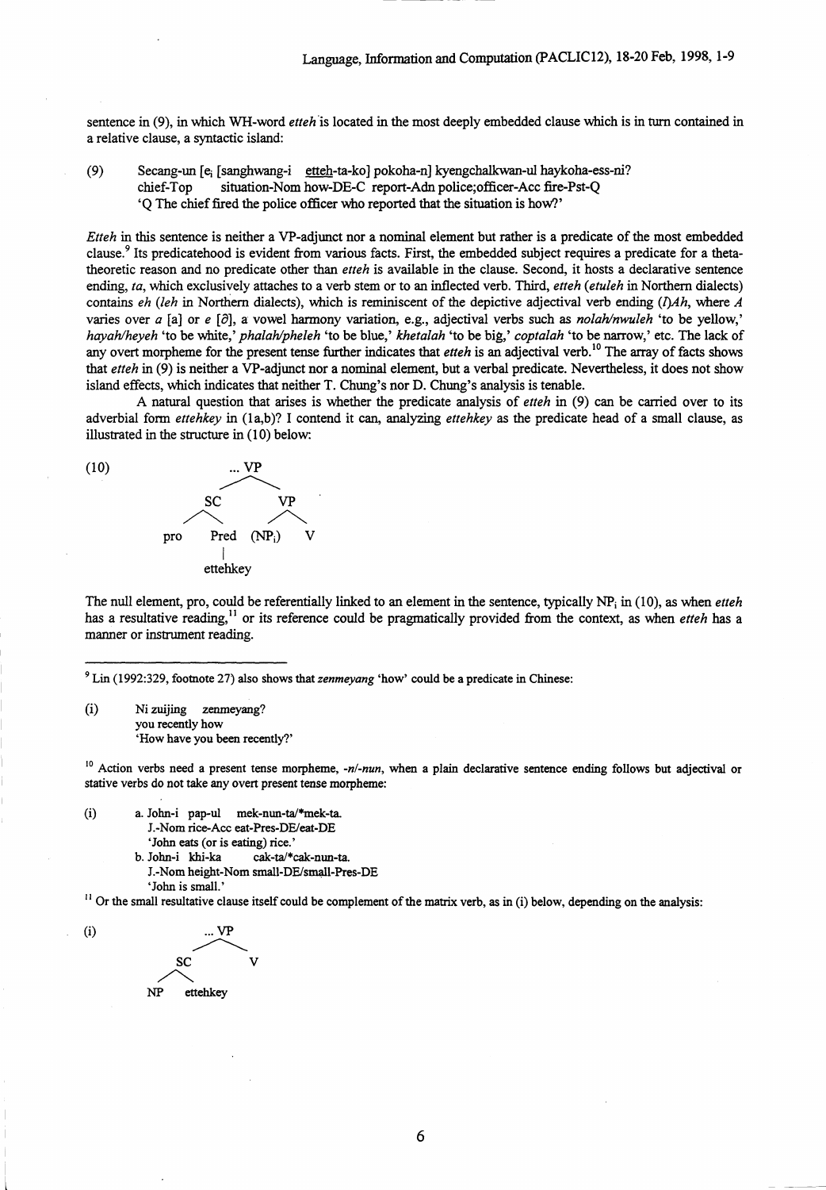sentence in (9), in which WH-word *etteh* is located in the most deeply embedded clause which is in turn contained in a relative clause, a syntactic island:

(9) Secang-un [$e_i$ [sanghwang-i <u>etteh</u>-ta-ko] pokoha-n] kyengchalkwan-ul haykoha-ess-ni?
chief-Top situation-Nom how-DE-C report-Adn police;officer-Acc fire-Pst-Q
'Q The chief fired the police officer who reported that the situation is how?'

*Etteh* in this sentence is neither a VP-adjunct nor a nominal element but rather is a predicate of the most embedded clause.[9] Its predicatehood is evident from various facts. First, the embedded subject requires a predicate for a theta-theoretic reason and no predicate other than *etteh* is available in the clause. Second, it hosts a declarative sentence ending, *ta*, which exclusively attaches to a verb stem or to an inflected verb. Third, *etteh* (*etuleh* in Northern dialects) contains *eh* (*leh* in Northern dialects), which is reminiscent of the depictive adjectival verb ending (*l*)*Ah*, where *A* varies over *a* [a] or *e* [ə], a vowel harmony variation, e.g., adjectival verbs such as *nolah/nwuleh* 'to be yellow,' *hayah/heyeh* 'to be white,' *phalah/pheleh* 'to be blue,' *khetalah* 'to be big,' *coptalah* 'to be narrow,' etc. The lack of any overt morpheme for the present tense further indicates that *etteh* is an adjectival verb.[10] The array of facts shows that *etteh* in (9) is neither a VP-adjunct nor a nominal element, but a verbal predicate. Nevertheless, it does not show island effects, which indicates that neither T. Chung's nor D. Chung's analysis is tenable.

A natural question that arises is whether the predicate analysis of *etteh* in (9) can be carried over to its adverbial form *ettehkey* in (1a,b)? I contend it can, analyzing *ettehkey* as the predicate head of a small clause, as illustrated in the structure in (10) below:

(10)
```
        ... VP
       /      \
     SC        VP
    /  \      /  \
  pro  Pred (NP_i) V
        |
     ettehkey
```

The null element, pro, could be referentially linked to an element in the sentence, typically $NP_i$ in (10), as when *etteh* has a resultative reading,[11] or its reference could be pragmatically provided from the context, as when *etteh* has a manner or instrument reading.

---

[9] Lin (1992:329, footnote 27) also shows that *zenmeyang* 'how' could be a predicate in Chinese:

(i) Ni zuijing zenmeyang?
you recently how
'How have you been recently?'

[10] Action verbs need a present tense morpheme, *-n/-nun*, when a plain declarative sentence ending follows but adjectival or stative verbs do not take any overt present tense morpheme:

(i) a. John-i pap-ul mek-nun-ta/*mek-ta.
J.-Nom rice-Acc eat-Pres-DE/eat-DE
'John eats (or is eating) rice.'
b. John-i khi-ka cak-ta/*cak-nun-ta.
J.-Nom height-Nom small-DE/small-Pres-DE
'John is small.'

[11] Or the small resultative clause itself could be complement of the matrix verb, as in (i) below, depending on the analysis:

(i)
```
      ... VP
      /    \
    SC      V
   /  \
  NP  ettehkey
```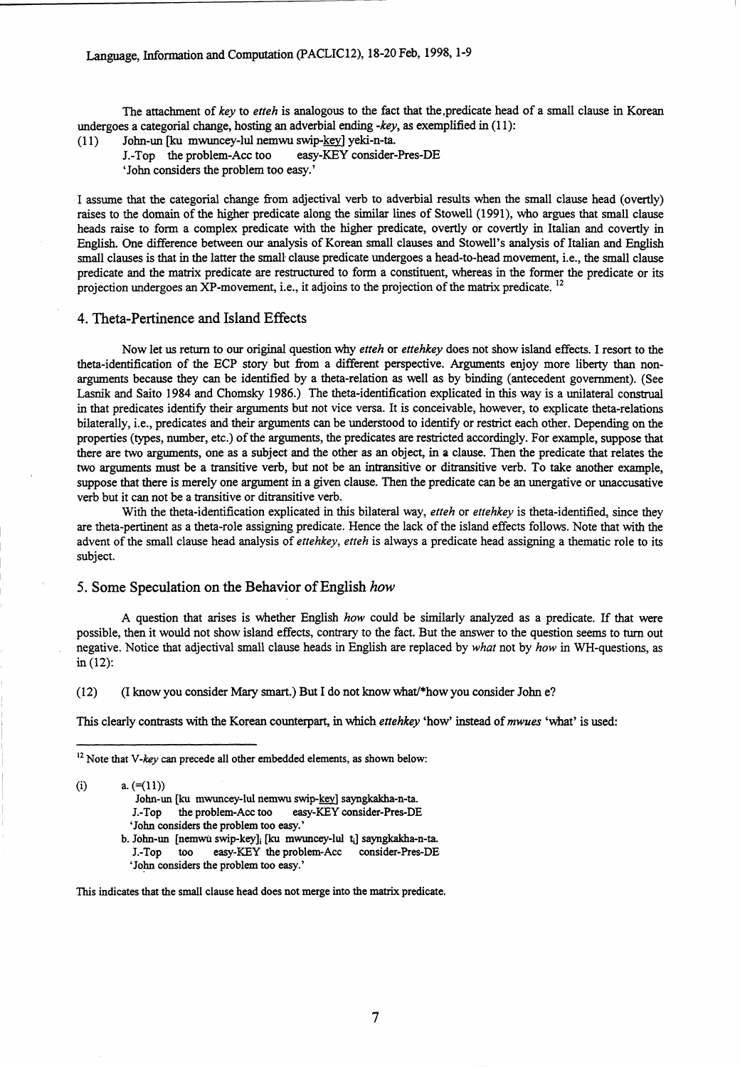The attachment of *key* to *etteh* is analogous to the fact that the predicate head of a small clause in Korean undergoes a categorial change, hosting an adverbial ending *-key*, as exemplified in (11):

(11) John-un [ku mwuncey-lul nemwu swip-<u>key</u>] yeki-n-ta.
  J.-Top the problem-Acc too easy-KEY consider-Pres-DE
  'John considers the problem too easy.'

I assume that the categorial change from adjectival verb to adverbial results when the small clause head (overtly) raises to the domain of the higher predicate along the similar lines of Stowell (1991), who argues that small clause heads raise to form a complex predicate with the higher predicate, overtly or covertly in Italian and covertly in English. One difference between our analysis of Korean small clauses and Stowell's analysis of Italian and English small clauses is that in the latter the small clause predicate undergoes a head-to-head movement, i.e., the small clause predicate and the matrix predicate are restructured to form a constituent, whereas in the former the predicate or its projection undergoes an XP-movement, i.e., it adjoins to the projection of the matrix predicate. [12]

## 4. Theta-Pertinence and Island Effects

Now let us return to our original question why *etteh* or *ettehkey* does not show island effects. I resort to the theta-identification of the ECP story but from a different perspective. Arguments enjoy more liberty than non-arguments because they can be identified by a theta-relation as well as by binding (antecedent government). (See Lasnik and Saito 1984 and Chomsky 1986.) The theta-identification explicated in this way is a unilateral construal in that predicates identify their arguments but not vice versa. It is conceivable, however, to explicate theta-relations bilaterally, i.e., predicates and their arguments can be understood to identify or restrict each other. Depending on the properties (types, number, etc.) of the arguments, the predicates are restricted accordingly. For example, suppose that there are two arguments, one as a subject and the other as an object, in a clause. Then the predicate that relates the two arguments must be a transitive verb, but not be an intransitive or ditransitive verb. To take another example, suppose that there is merely one argument in a given clause. Then the predicate can be an unergative or unaccusative verb but it can not be a transitive or ditransitive verb.

With the theta-identification explicated in this bilateral way, *etteh* or *ettehkey* is theta-identified, since they are theta-pertinent as a theta-role assigning predicate. Hence the lack of the island effects follows. Note that with the advent of the small clause head analysis of *ettehkey*, *etteh* is always a predicate head assigning a thematic role to its subject.

## 5. Some Speculation on the Behavior of English *how*

A question that arises is whether English *how* could be similarly analyzed as a predicate. If that were possible, then it would not show island effects, contrary to the fact. But the answer to the question seems to turn out negative. Notice that adjectival small clause heads in English are replaced by *what* not by *how* in WH-questions, as in (12):

(12) (I know you consider Mary smart.) But I do not know what/*how you consider John e?

This clearly contrasts with the Korean counterpart, in which *ettehkey* 'how' instead of *mwues* 'what' is used:

---

[12] Note that V-*key* can precede all other embedded elements, as shown below:

(i) a. (=(11))
  John-un [ku mwuncey-lul nemwu swip-<u>key</u>] sayngkakha-n-ta.
  J.-Top the problem-Acc too easy-KEY consider-Pres-DE
  'John considers the problem too easy.'
 b. John-un [nemwu swip-key]$_i$ [ku mwuncey-lul $t_i$] sayngkakha-n-ta.
  J.-Top too easy-KEY the problem-Acc consider-Pres-DE
  'John considers the problem too easy.'

This indicates that the small clause head does not merge into the matrix predicate.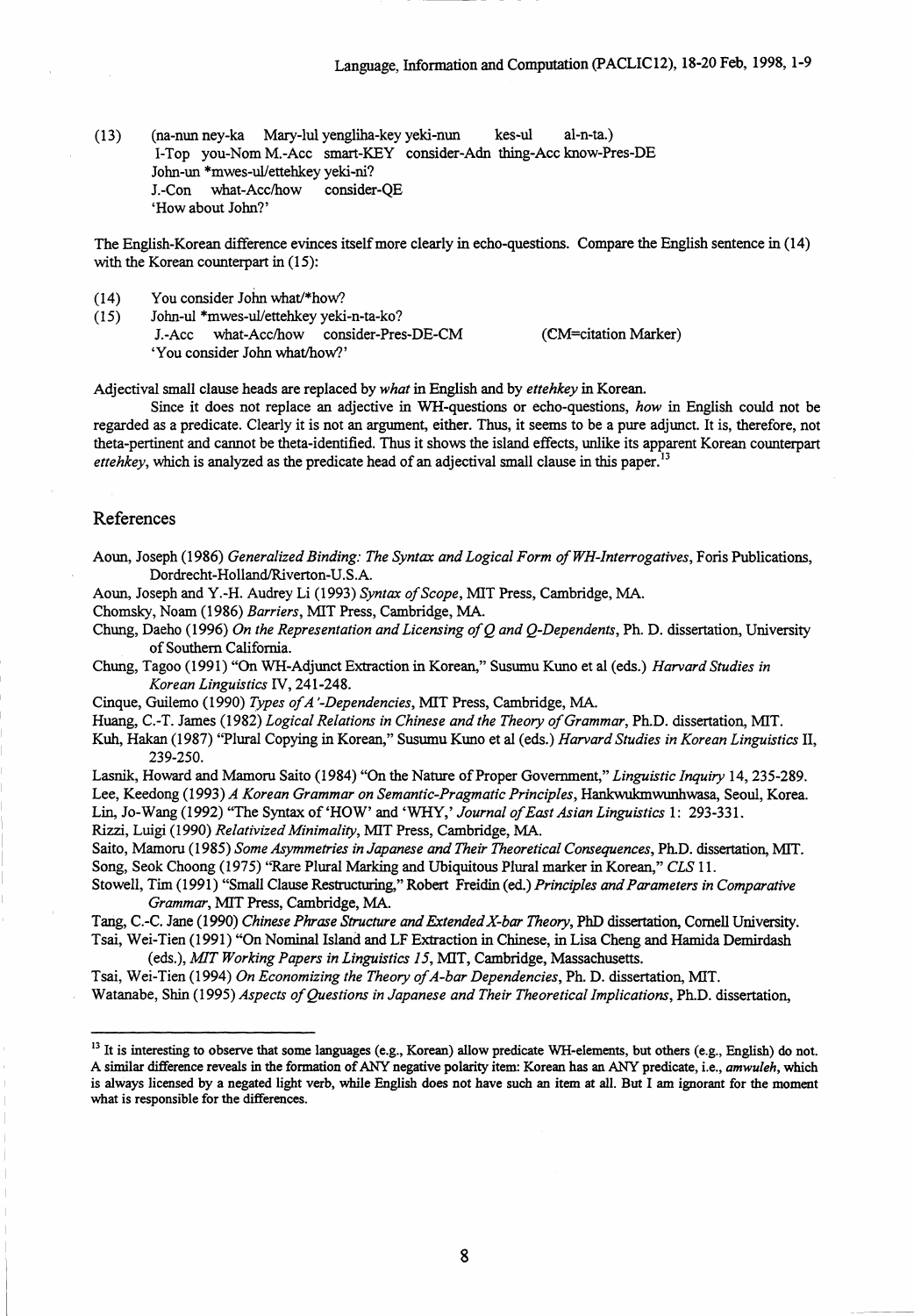(13) (na-nun ney-ka Mary-lul yengliha-key yeki-nun kes-ul al-n-ta.)
I-Top you-Nom M.-Acc smart-KEY consider-Adn thing-Acc know-Pres-DE
John-un *mwes-ul/ettehkey yeki-ni?
J.-Con what-Acc/how consider-QE
'How about John?'

The English-Korean difference evinces itself more clearly in echo-questions. Compare the English sentence in (14) with the Korean counterpart in (15):

(14) You consider John what/*how?

(15) John-ul *mwes-ul/ettehkey yeki-n-ta-ko?
J.-Acc what-Acc/how consider-Pres-DE-CM (CM=citation Marker)
'You consider John what/how?'

Adjectival small clause heads are replaced by *what* in English and by *ettehkey* in Korean.

Since it does not replace an adjective in WH-questions or echo-questions, *how* in English could not be regarded as a predicate. Clearly it is not an argument, either. Thus, it seems to be a pure adjunct. It is, therefore, not theta-pertinent and cannot be theta-identified. Thus it shows the island effects, unlike its apparent Korean counterpart *ettehkey*, which is analyzed as the predicate head of an adjectival small clause in this paper.[13]

## References

Aoun, Joseph (1986) *Generalized Binding: The Syntax and Logical Form of WH-Interrogatives*, Foris Publications, Dordrecht-Holland/Riverton-U.S.A.

Aoun, Joseph and Y.-H. Audrey Li (1993) *Syntax of Scope*, MIT Press, Cambridge, MA.

Chomsky, Noam (1986) *Barriers*, MIT Press, Cambridge, MA.

Chung, Daeho (1996) *On the Representation and Licensing of Q and Q-Dependents*, Ph. D. dissertation, University of Southern California.

Chung, Tagoo (1991) "On WH-Adjunct Extraction in Korean," Susumu Kuno et al (eds.) *Harvard Studies in Korean Linguistics* IV, 241-248.

Cinque, Guilemo (1990) *Types of A'-Dependencies*, MIT Press, Cambridge, MA.

Huang, C.-T. James (1982) *Logical Relations in Chinese and the Theory of Grammar*, Ph.D. dissertation, MIT.

Kuh, Hakan (1987) "Plural Copying in Korean," Susumu Kuno et al (eds.) *Harvard Studies in Korean Linguistics* II, 239-250.

Lasnik, Howard and Mamoru Saito (1984) "On the Nature of Proper Government," *Linguistic Inquiry* 14, 235-289.

Lee, Keedong (1993) *A Korean Grammar on Semantic-Pragmatic Principles*, Hankwukmwunhwasa, Seoul, Korea.

Lin, Jo-Wang (1992) "The Syntax of 'HOW' and 'WHY,' *Journal of East Asian Linguistics* 1: 293-331.

Rizzi, Luigi (1990) *Relativized Minimality*, MIT Press, Cambridge, MA.

Saito, Mamoru (1985) *Some Asymmetries in Japanese and Their Theoretical Consequences*, Ph.D. dissertation, MIT.

Song, Seok Choong (1975) "Rare Plural Marking and Ubiquitous Plural marker in Korean," *CLS* 11.

Stowell, Tim (1991) "Small Clause Restructuring," Robert Freidin (ed.) *Principles and Parameters in Comparative Grammar*, MIT Press, Cambridge, MA.

Tang, C.-C. Jane (1990) *Chinese Phrase Structure and Extended X-bar Theory*, PhD dissertation, Cornell University.

Tsai, Wei-Tien (1991) "On Nominal Island and LF Extraction in Chinese, in Lisa Cheng and Hamida Demirdash (eds.), *MIT Working Papers in Linguistics 15*, MIT, Cambridge, Massachusetts.

Tsai, Wei-Tien (1994) *On Economizing the Theory of A-bar Dependencies*, Ph. D. dissertation, MIT.

Watanabe, Shin (1995) *Aspects of Questions in Japanese and Their Theoretical Implications*, Ph.D. dissertation,

---

[13] It is interesting to observe that some languages (e.g., Korean) allow predicate WH-elements, but others (e.g., English) do not. A similar difference reveals in the formation of ANY negative polarity item: Korean has an ANY predicate, i.e., *amwuleh*, which is always licensed by a negated light verb, while English does not have such an item at all. But I am ignorant for the moment what is responsible for the differences.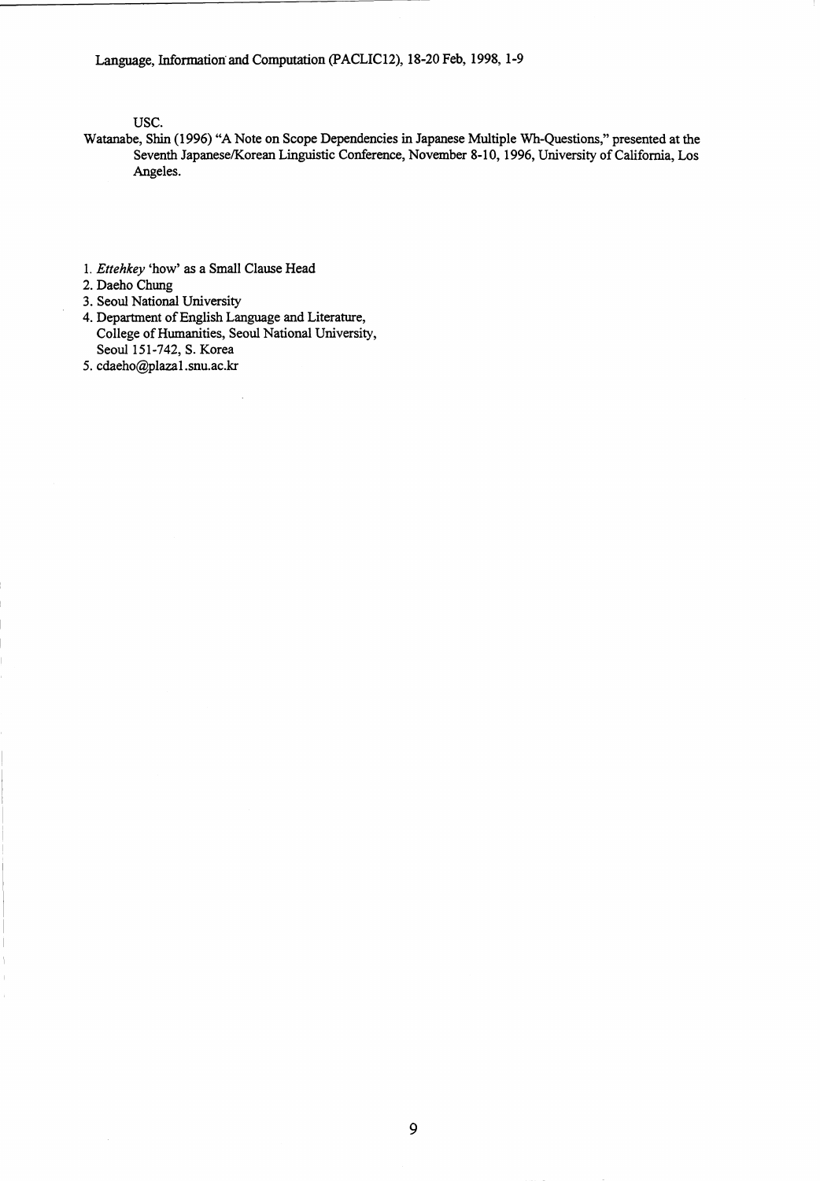USC.

Watanabe, Shin (1996) "A Note on Scope Dependencies in Japanese Multiple Wh-Questions," presented at the Seventh Japanese/Korean Linguistic Conference, November 8-10, 1996, University of California, Los Angeles.

1. *Ettehkey* 'how' as a Small Clause Head
2. Daeho Chung
3. Seoul National University
4. Department of English Language and Literature,
   College of Humanities, Seoul National University,
   Seoul 151-742, S. Korea
5. cdaeho@plaza1.snu.ac.kr